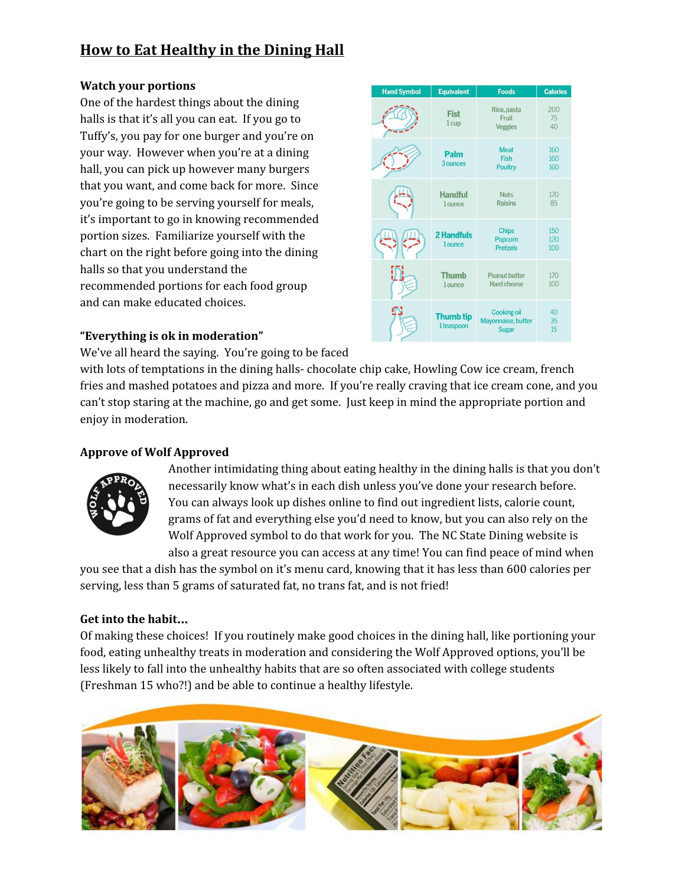# How to Eat Healthy in the Dining Hall

### Watch your portions

One of the hardest things about the dining halls is that it's all you can eat. If you go to Tuffy's, you pay for one burger and you're on your way. However when you're at a dining hall, you can pick up however many burgers that you want, and come back for more. Since you're going to be serving yourself for meals, it's important to go in knowing recommended portion sizes. Familiarize yourself with the chart on the right before going into the dining halls so that you understand the recommended portions for each food group and can make educated choices.

| Hand Symbol | Equivalent | Foods | Calories |
|---|---|---|---|
| | Fist<br>1 cup | Rice, pasta<br>Fruit<br>Veggies | 200<br>75<br>40 |
| | Palm<br>3 ounces | Meat<br>Fish<br>Poultry | 160<br>160<br>160 |
| | Handful<br>1 ounce | Nuts<br>Raisins | 170<br>85 |
| | 2 Handfuls<br>1 ounce | Chips<br>Popcorn<br>Pretzels | 150<br>120<br>100 |
| | Thumb<br>1 ounce | Peanut butter<br>Hard cheese | 170<br>100 |
| | Thumb tip<br>1 teaspoon | Cooking oil<br>Mayonnaise, butter<br>Sugar | 40<br>35<br>15 |

### "Everything is ok in moderation"

We've all heard the saying. You're going to be faced with lots of temptations in the dining halls- chocolate chip cake, Howling Cow ice cream, french fries and mashed potatoes and pizza and more. If you're really craving that ice cream cone, and you can't stop staring at the machine, go and get some. Just keep in mind the appropriate portion and enjoy in moderation.

### Approve of Wolf Approved

Another intimidating thing about eating healthy in the dining halls is that you don't necessarily know what's in each dish unless you've done your research before. You can always look up dishes online to find out ingredient lists, calorie count, grams of fat and everything else you'd need to know, but you can also rely on the Wolf Approved symbol to do that work for you. The NC State Dining website is also a great resource you can access at any time! You can find peace of mind when you see that a dish has the symbol on it's menu card, knowing that it has less than 600 calories per serving, less than 5 grams of saturated fat, no trans fat, and is not fried!

### Get into the habit…

Of making these choices! If you routinely make good choices in the dining hall, like portioning your food, eating unhealthy treats in moderation and considering the Wolf Approved options, you'll be less likely to fall into the unhealthy habits that are so often associated with college students (Freshman 15 who?!) and be able to continue a healthy lifestyle.